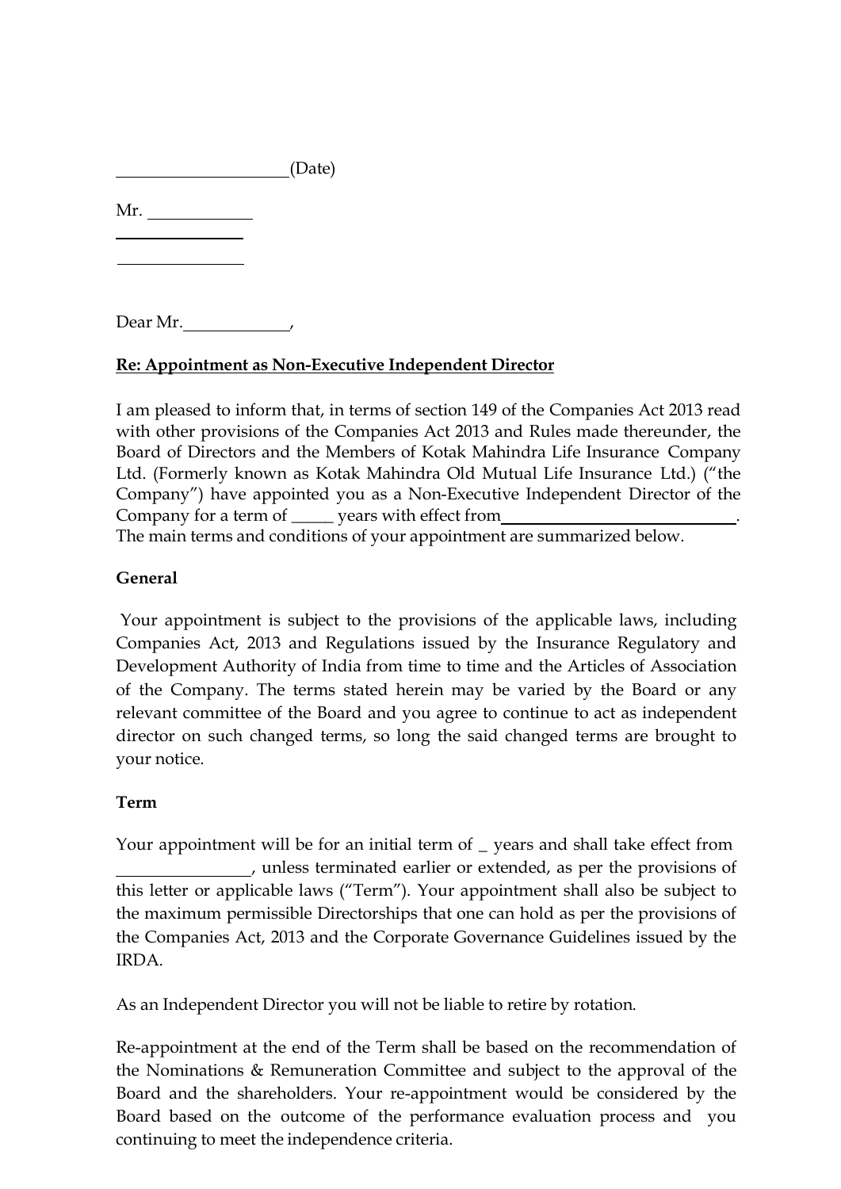\_\_\_\_\_\_\_\_\_\_\_\_\_\_\_\_\_\_\_\_(Date)

Mr. \_\_\_\_\_\_\_\_\_\_\_\_

\_\_\_\_\_\_\_\_\_\_\_\_\_\_\_

\_\_\_\_\_\_\_\_\_\_\_\_\_\_\_

Dear Mr.\_\_\_\_\_\_\_\_\_\_\_\_,

**Re: Appointment as Non-Executive Independent Director**

I am pleased to inform that, in terms of section 149 of the Companies Act 2013 read with other provisions of the Companies Act 2013 and Rules made thereunder, the Board of Directors and the Members of Kotak Mahindra Life Insurance Company Ltd. (Formerly known as Kotak Mahindra Old Mutual Life Insurance Ltd.) ("the Company") have appointed you as a Non-Executive Independent Director of the Company for a term of \_\_\_\_\_ years with effect from\_\_\_\_\_\_\_\_\_\_\_\_\_\_\_\_\_\_\_\_\_\_\_\_\_\_\_\_. The main terms and conditions of your appointment are summarized below.

**General**

Your appointment is subject to the provisions of the applicable laws, including Companies Act, 2013 and Regulations issued by the Insurance Regulatory and Development Authority of India from time to time and the Articles of Association of the Company. The terms stated herein may be varied by the Board or any relevant committee of the Board and you agree to continue to act as independent director on such changed terms, so long the said changed terms are brought to your notice.

**Term**

Your appointment will be for an initial term of \_ years and shall take effect from \_\_\_\_\_\_\_\_\_\_\_\_\_\_\_\_, unless terminated earlier or extended, as per the provisions of this letter or applicable laws ("Term"). Your appointment shall also be subject to the maximum permissible Directorships that one can hold as per the provisions of the Companies Act, 2013 and the Corporate Governance Guidelines issued by the IRDA.

As an Independent Director you will not be liable to retire by rotation.

Re-appointment at the end of the Term shall be based on the recommendation of the Nominations & Remuneration Committee and subject to the approval of the Board and the shareholders. Your re-appointment would be considered by the Board based on the outcome of the performance evaluation process and you continuing to meet the independence criteria.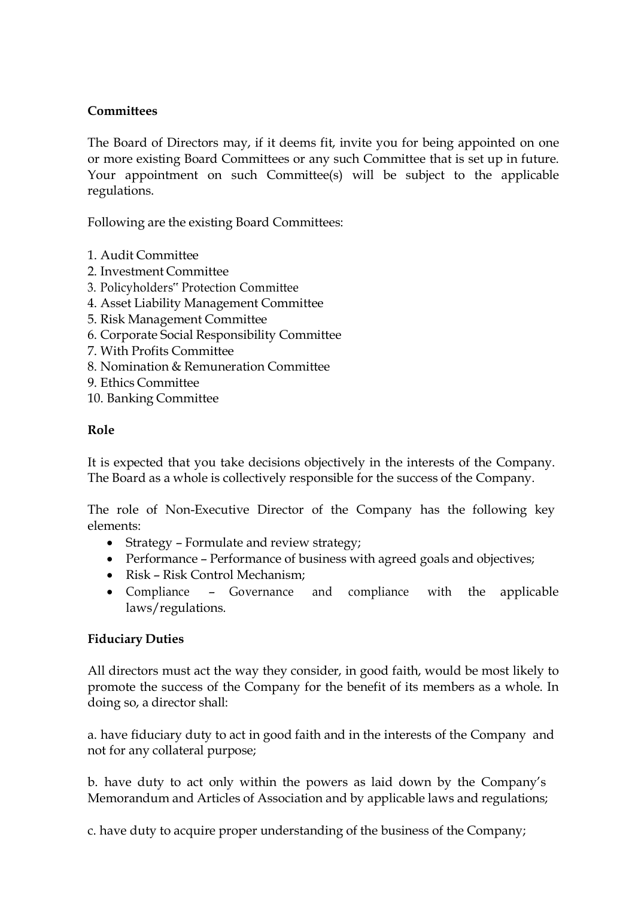**Committees**

The Board of Directors may, if it deems fit, invite you for being appointed on one or more existing Board Committees or any such Committee that is set up in future. Your appointment on such Committee(s) will be subject to the applicable regulations.

Following are the existing Board Committees:

1. Audit Committee
2. Investment Committee
3. Policyholders" Protection Committee
4. Asset Liability Management Committee
5. Risk Management Committee
6. Corporate Social Responsibility Committee
7. With Profits Committee
8. Nomination & Remuneration Committee
9. Ethics Committee
10. Banking Committee

**Role**

It is expected that you take decisions objectively in the interests of the Company. The Board as a whole is collectively responsible for the success of the Company.

The role of Non-Executive Director of the Company has the following key elements:

- Strategy – Formulate and review strategy;
- Performance – Performance of business with agreed goals and objectives;
- Risk – Risk Control Mechanism;
- Compliance – Governance and compliance with the applicable laws/regulations.

**Fiduciary Duties**

All directors must act the way they consider, in good faith, would be most likely to promote the success of the Company for the benefit of its members as a whole. In doing so, a director shall:

a. have fiduciary duty to act in good faith and in the interests of the Company and not for any collateral purpose;

b. have duty to act only within the powers as laid down by the Company's Memorandum and Articles of Association and by applicable laws and regulations;

c. have duty to acquire proper understanding of the business of the Company;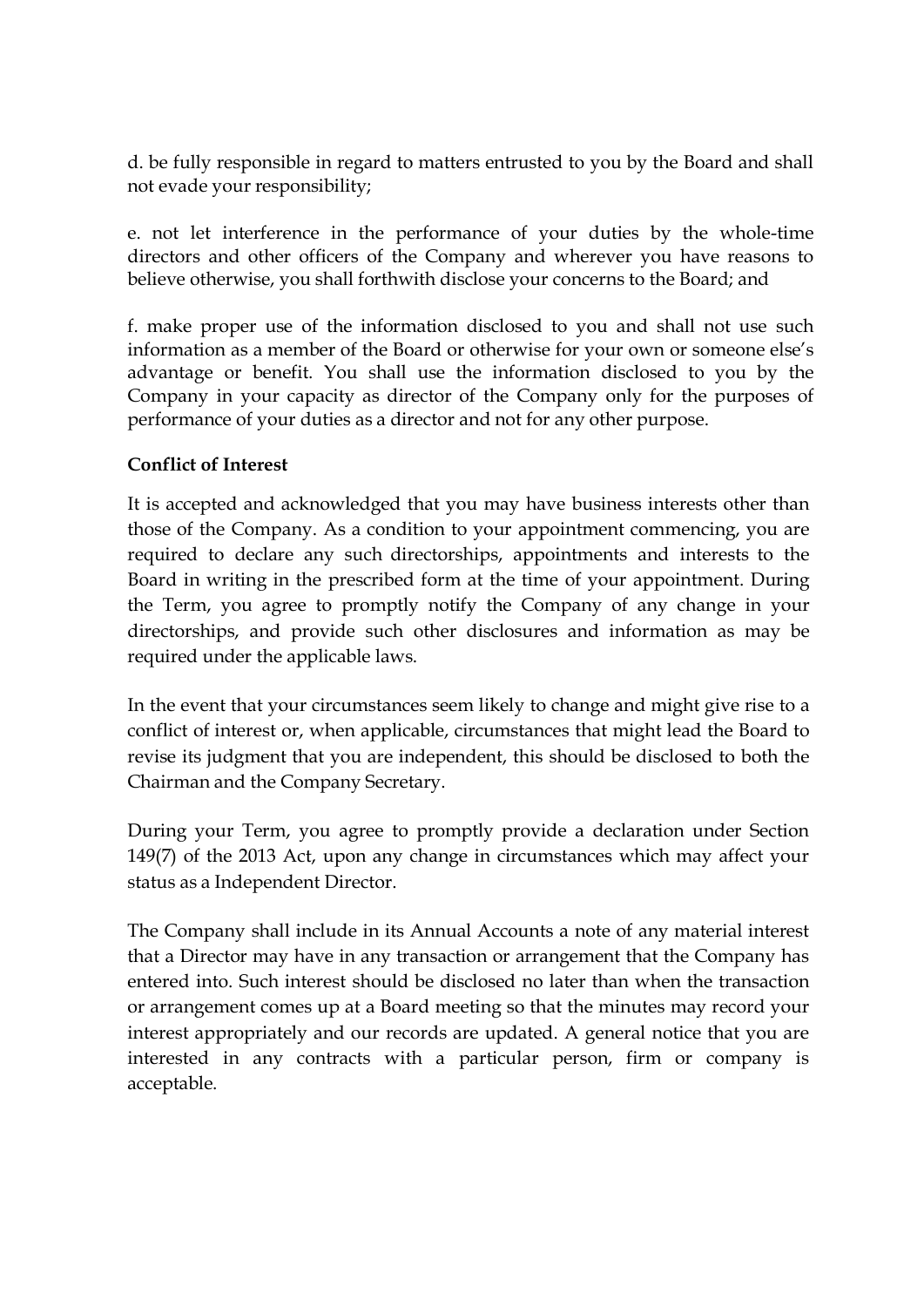d. be fully responsible in regard to matters entrusted to you by the Board and shall not evade your responsibility;

e. not let interference in the performance of your duties by the whole-time directors and other officers of the Company and wherever you have reasons to believe otherwise, you shall forthwith disclose your concerns to the Board; and

f. make proper use of the information disclosed to you and shall not use such information as a member of the Board or otherwise for your own or someone else's advantage or benefit. You shall use the information disclosed to you by the Company in your capacity as director of the Company only for the purposes of performance of your duties as a director and not for any other purpose.

**Conflict of Interest**

It is accepted and acknowledged that you may have business interests other than those of the Company. As a condition to your appointment commencing, you are required to declare any such directorships, appointments and interests to the Board in writing in the prescribed form at the time of your appointment. During the Term, you agree to promptly notify the Company of any change in your directorships, and provide such other disclosures and information as may be required under the applicable laws.

In the event that your circumstances seem likely to change and might give rise to a conflict of interest or, when applicable, circumstances that might lead the Board to revise its judgment that you are independent, this should be disclosed to both the Chairman and the Company Secretary.

During your Term, you agree to promptly provide a declaration under Section 149(7) of the 2013 Act, upon any change in circumstances which may affect your status as a Independent Director.

The Company shall include in its Annual Accounts a note of any material interest that a Director may have in any transaction or arrangement that the Company has entered into. Such interest should be disclosed no later than when the transaction or arrangement comes up at a Board meeting so that the minutes may record your interest appropriately and our records are updated. A general notice that you are interested in any contracts with a particular person, firm or company is acceptable.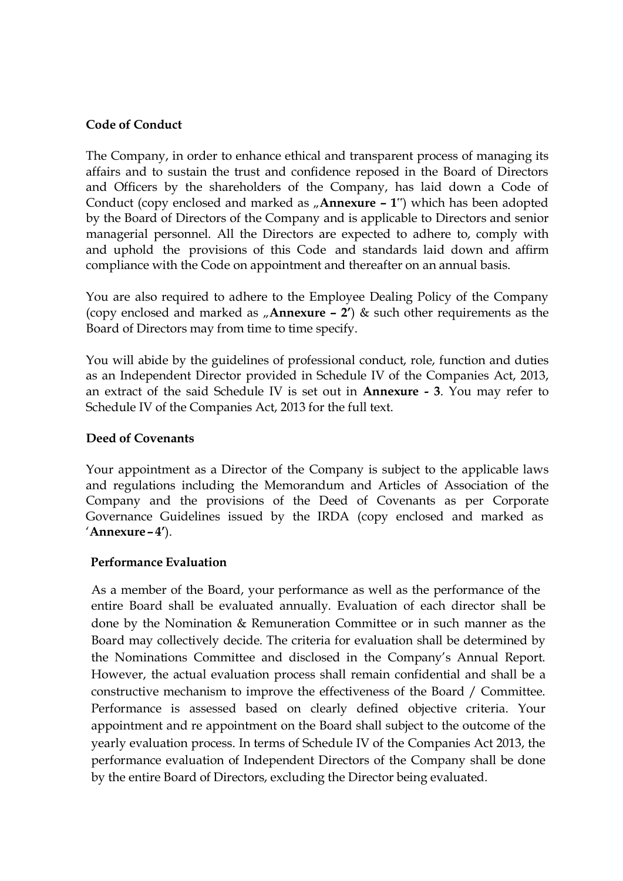**Code of Conduct**

The Company, in order to enhance ethical and transparent process of managing its affairs and to sustain the trust and confidence reposed in the Board of Directors and Officers by the shareholders of the Company, has laid down a Code of Conduct (copy enclosed and marked as „**Annexure – 1**") which has been adopted by the Board of Directors of the Company and is applicable to Directors and senior managerial personnel. All the Directors are expected to adhere to, comply with and uphold the provisions of this Code and standards laid down and affirm compliance with the Code on appointment and thereafter on an annual basis.

You are also required to adhere to the Employee Dealing Policy of the Company (copy enclosed and marked as „**Annexure – 2'**) & such other requirements as the Board of Directors may from time to time specify.

You will abide by the guidelines of professional conduct, role, function and duties as an Independent Director provided in Schedule IV of the Companies Act, 2013, an extract of the said Schedule IV is set out in **Annexure - 3**. You may refer to Schedule IV of the Companies Act, 2013 for the full text.

**Deed of Covenants**

Your appointment as a Director of the Company is subject to the applicable laws and regulations including the Memorandum and Articles of Association of the Company and the provisions of the Deed of Covenants as per Corporate Governance Guidelines issued by the IRDA (copy enclosed and marked as '**Annexure – 4'**).

**Performance Evaluation**

As a member of the Board, your performance as well as the performance of the entire Board shall be evaluated annually. Evaluation of each director shall be done by the Nomination & Remuneration Committee or in such manner as the Board may collectively decide. The criteria for evaluation shall be determined by the Nominations Committee and disclosed in the Company's Annual Report. However, the actual evaluation process shall remain confidential and shall be a constructive mechanism to improve the effectiveness of the Board / Committee. Performance is assessed based on clearly defined objective criteria. Your appointment and re appointment on the Board shall subject to the outcome of the yearly evaluation process. In terms of Schedule IV of the Companies Act 2013, the performance evaluation of Independent Directors of the Company shall be done by the entire Board of Directors, excluding the Director being evaluated.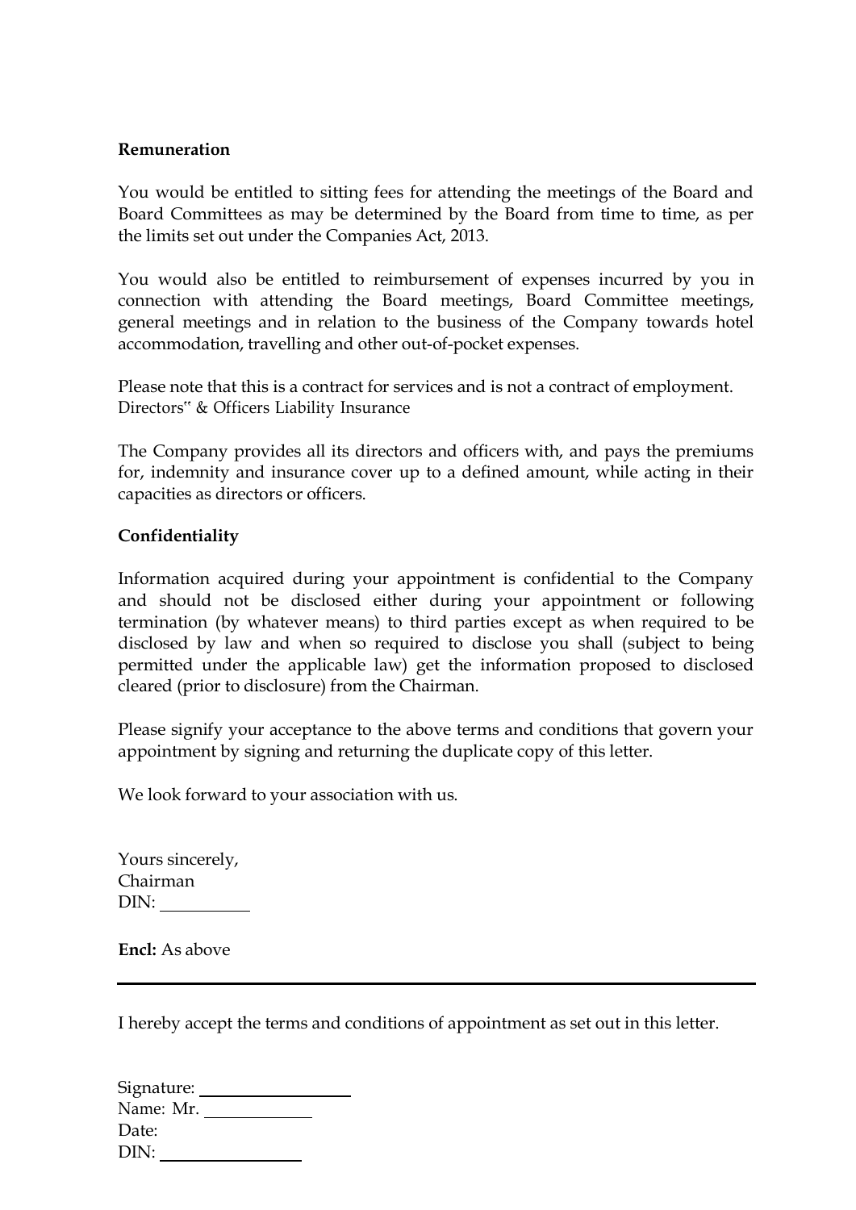**Remuneration**

You would be entitled to sitting fees for attending the meetings of the Board and Board Committees as may be determined by the Board from time to time, as per the limits set out under the Companies Act, 2013.

You would also be entitled to reimbursement of expenses incurred by you in connection with attending the Board meetings, Board Committee meetings, general meetings and in relation to the business of the Company towards hotel accommodation, travelling and other out-of-pocket expenses.

Please note that this is a contract for services and is not a contract of employment.
Directors" & Officers Liability Insurance

The Company provides all its directors and officers with, and pays the premiums for, indemnity and insurance cover up to a defined amount, while acting in their capacities as directors or officers.

**Confidentiality**

Information acquired during your appointment is confidential to the Company and should not be disclosed either during your appointment or following termination (by whatever means) to third parties except as when required to be disclosed by law and when so required to disclose you shall (subject to being permitted under the applicable law) get the information proposed to disclosed cleared (prior to disclosure) from the Chairman.

Please signify your acceptance to the above terms and conditions that govern your appointment by signing and returning the duplicate copy of this letter.

We look forward to your association with us.

Yours sincerely,
Chairman
DIN: __________

**Encl:** As above

---

I hereby accept the terms and conditions of appointment as set out in this letter.

Signature: __________________
Name: Mr. ____________
Date:
DIN: ________________